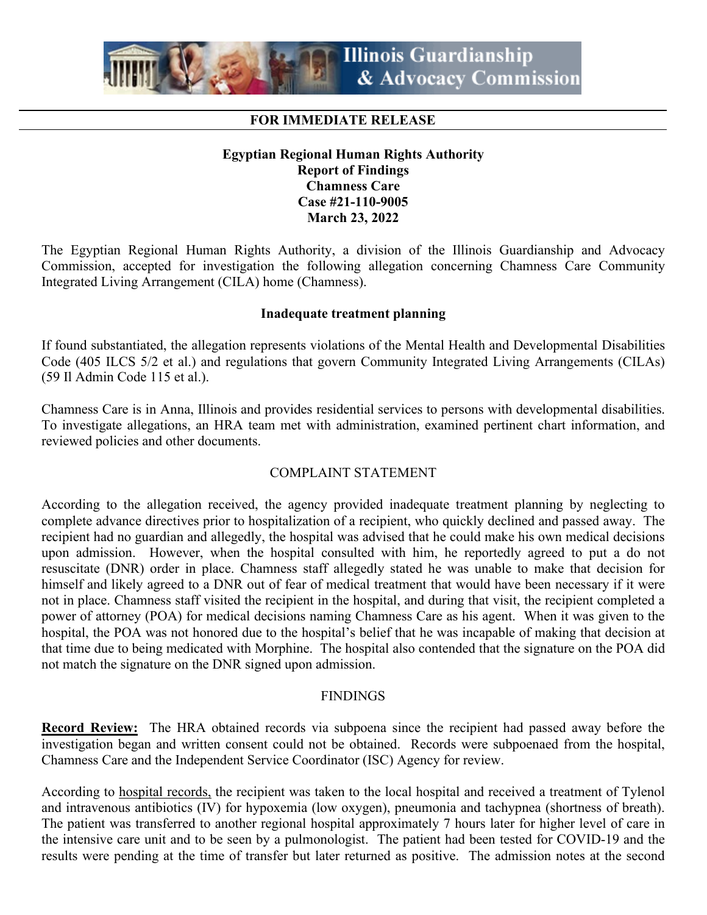Illinois Guardianship & Advocacy Commission

**FOR IMMEDIATE RELEASE**

**Egyptian Regional Human Rights Authority**
**Report of Findings**
**Chamness Care**
**Case #21-110-9005**
**March 23, 2022**

The Egyptian Regional Human Rights Authority, a division of the Illinois Guardianship and Advocacy Commission, accepted for investigation the following allegation concerning Chamness Care Community Integrated Living Arrangement (CILA) home (Chamness).

**Inadequate treatment planning**

If found substantiated, the allegation represents violations of the Mental Health and Developmental Disabilities Code (405 ILCS 5/2 et al.) and regulations that govern Community Integrated Living Arrangements (CILAs) (59 Il Admin Code 115 et al.).

Chamness Care is in Anna, Illinois and provides residential services to persons with developmental disabilities. To investigate allegations, an HRA team met with administration, examined pertinent chart information, and reviewed policies and other documents.

COMPLAINT STATEMENT

According to the allegation received, the agency provided inadequate treatment planning by neglecting to complete advance directives prior to hospitalization of a recipient, who quickly declined and passed away. The recipient had no guardian and allegedly, the hospital was advised that he could make his own medical decisions upon admission. However, when the hospital consulted with him, he reportedly agreed to put a do not resuscitate (DNR) order in place. Chamness staff allegedly stated he was unable to make that decision for himself and likely agreed to a DNR out of fear of medical treatment that would have been necessary if it were not in place. Chamness staff visited the recipient in the hospital, and during that visit, the recipient completed a power of attorney (POA) for medical decisions naming Chamness Care as his agent. When it was given to the hospital, the POA was not honored due to the hospital's belief that he was incapable of making that decision at that time due to being medicated with Morphine. The hospital also contended that the signature on the POA did not match the signature on the DNR signed upon admission.

FINDINGS

**<u>Record Review:</u>** The HRA obtained records via subpoena since the recipient had passed away before the investigation began and written consent could not be obtained. Records were subpoenaed from the hospital, Chamness Care and the Independent Service Coordinator (ISC) Agency for review.

According to <u>hospital records,</u> the recipient was taken to the local hospital and received a treatment of Tylenol and intravenous antibiotics (IV) for hypoxemia (low oxygen), pneumonia and tachypnea (shortness of breath). The patient was transferred to another regional hospital approximately 7 hours later for higher level of care in the intensive care unit and to be seen by a pulmonologist. The patient had been tested for COVID-19 and the results were pending at the time of transfer but later returned as positive. The admission notes at the second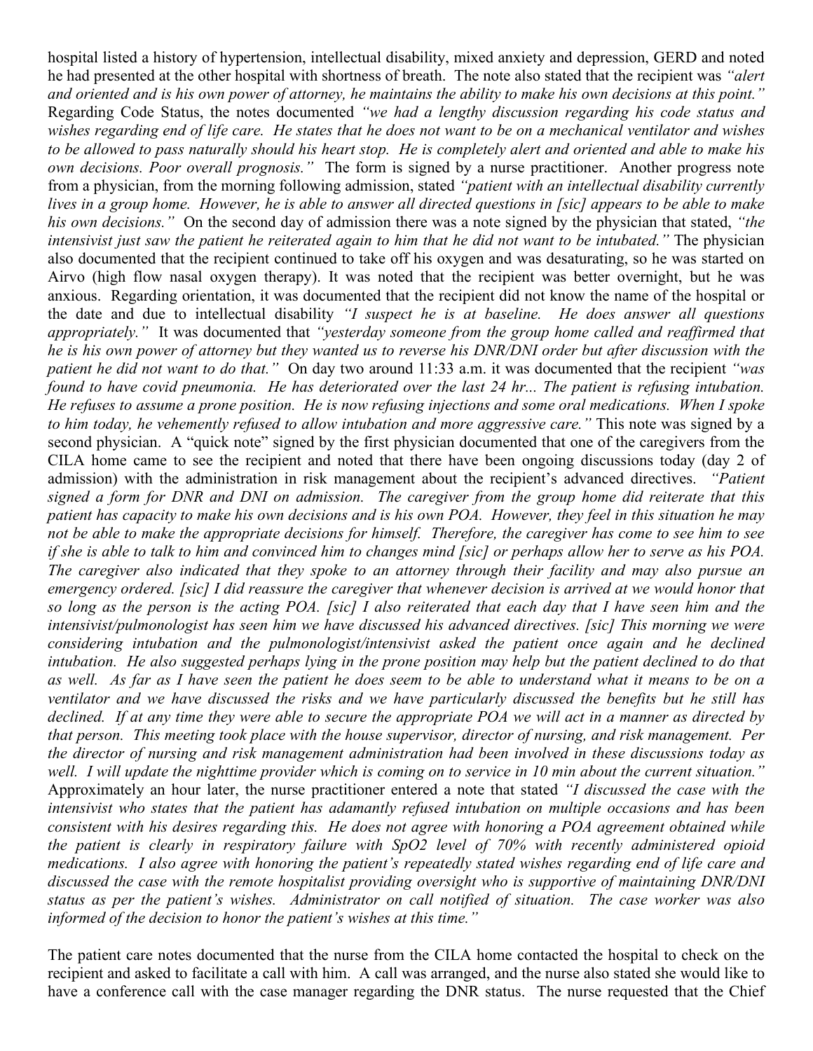hospital listed a history of hypertension, intellectual disability, mixed anxiety and depression, GERD and noted he had presented at the other hospital with shortness of breath. The note also stated that the recipient was *"alert and oriented and is his own power of attorney, he maintains the ability to make his own decisions at this point."* Regarding Code Status, the notes documented *"we had a lengthy discussion regarding his code status and wishes regarding end of life care. He states that he does not want to be on a mechanical ventilator and wishes to be allowed to pass naturally should his heart stop. He is completely alert and oriented and able to make his own decisions. Poor overall prognosis."* The form is signed by a nurse practitioner. Another progress note from a physician, from the morning following admission, stated *"patient with an intellectual disability currently lives in a group home. However, he is able to answer all directed questions in [sic] appears to be able to make his own decisions."* On the second day of admission there was a note signed by the physician that stated, *"the intensivist just saw the patient he reiterated again to him that he did not want to be intubated."* The physician also documented that the recipient continued to take off his oxygen and was desaturating, so he was started on Airvo (high flow nasal oxygen therapy). It was noted that the recipient was better overnight, but he was anxious. Regarding orientation, it was documented that the recipient did not know the name of the hospital or the date and due to intellectual disability *"I suspect he is at baseline. He does answer all questions appropriately."* It was documented that *"yesterday someone from the group home called and reaffirmed that he is his own power of attorney but they wanted us to reverse his DNR/DNI order but after discussion with the patient he did not want to do that."* On day two around 11:33 a.m. it was documented that the recipient *"was found to have covid pneumonia. He has deteriorated over the last 24 hr... The patient is refusing intubation. He refuses to assume a prone position. He is now refusing injections and some oral medications. When I spoke to him today, he vehemently refused to allow intubation and more aggressive care."* This note was signed by a second physician. A "quick note" signed by the first physician documented that one of the caregivers from the CILA home came to see the recipient and noted that there have been ongoing discussions today (day 2 of admission) with the administration in risk management about the recipient's advanced directives. *"Patient signed a form for DNR and DNI on admission. The caregiver from the group home did reiterate that this patient has capacity to make his own decisions and is his own POA. However, they feel in this situation he may not be able to make the appropriate decisions for himself. Therefore, the caregiver has come to see him to see if she is able to talk to him and convinced him to changes mind [sic] or perhaps allow her to serve as his POA. The caregiver also indicated that they spoke to an attorney through their facility and may also pursue an emergency ordered. [sic] I did reassure the caregiver that whenever decision is arrived at we would honor that so long as the person is the acting POA. [sic] I also reiterated that each day that I have seen him and the intensivist/pulmonologist has seen him we have discussed his advanced directives. [sic] This morning we were considering intubation and the pulmonologist/intensivist asked the patient once again and he declined intubation. He also suggested perhaps lying in the prone position may help but the patient declined to do that as well. As far as I have seen the patient he does seem to be able to understand what it means to be on a ventilator and we have discussed the risks and we have particularly discussed the benefits but he still has declined. If at any time they were able to secure the appropriate POA we will act in a manner as directed by that person. This meeting took place with the house supervisor, director of nursing, and risk management. Per the director of nursing and risk management administration had been involved in these discussions today as well. I will update the nighttime provider which is coming on to service in 10 min about the current situation."* Approximately an hour later, the nurse practitioner entered a note that stated *"I discussed the case with the intensivist who states that the patient has adamantly refused intubation on multiple occasions and has been consistent with his desires regarding this. He does not agree with honoring a POA agreement obtained while the patient is clearly in respiratory failure with SpO2 level of 70% with recently administered opioid medications. I also agree with honoring the patient's repeatedly stated wishes regarding end of life care and discussed the case with the remote hospitalist providing oversight who is supportive of maintaining DNR/DNI status as per the patient's wishes. Administrator on call notified of situation. The case worker was also informed of the decision to honor the patient's wishes at this time."*

The patient care notes documented that the nurse from the CILA home contacted the hospital to check on the recipient and asked to facilitate a call with him. A call was arranged, and the nurse also stated she would like to have a conference call with the case manager regarding the DNR status. The nurse requested that the Chief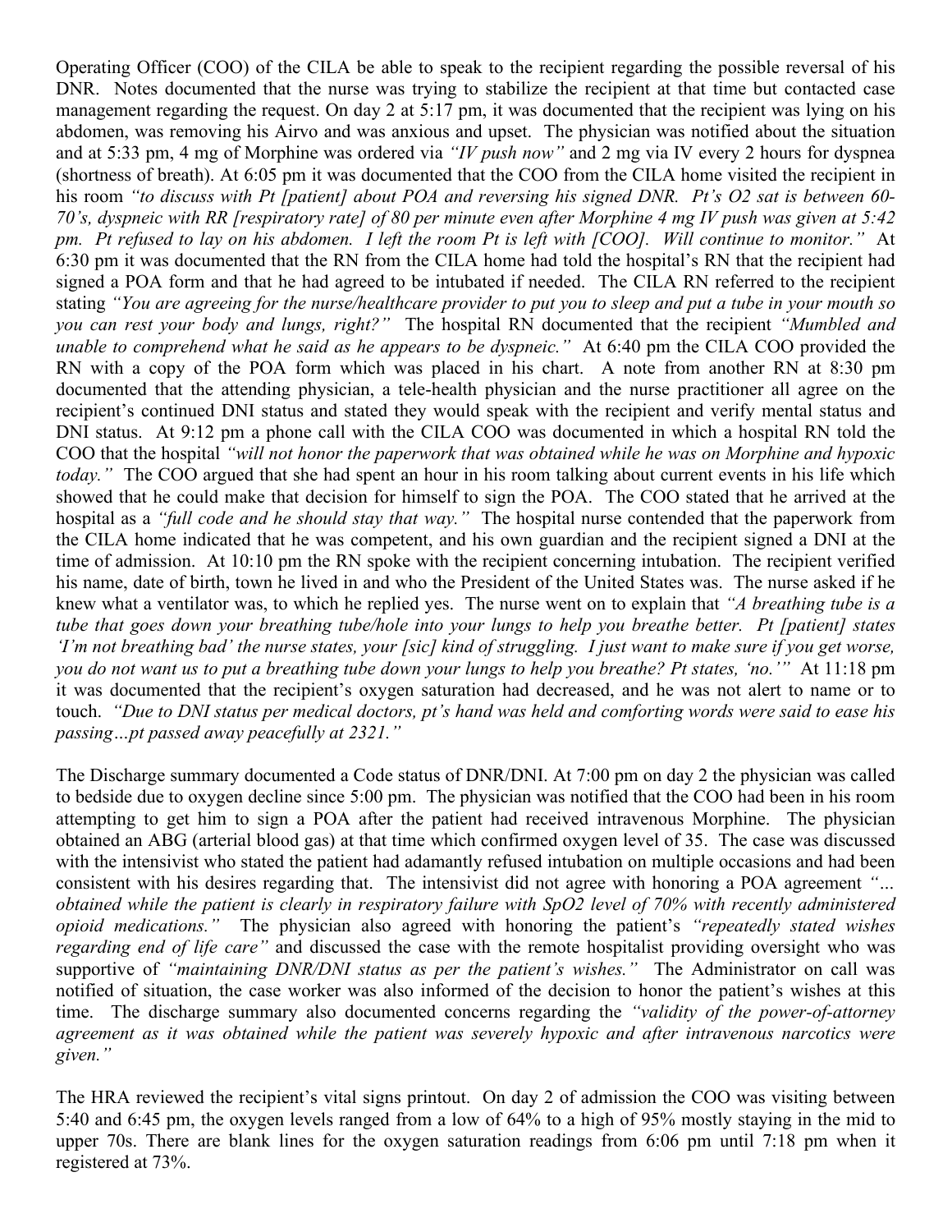Operating Officer (COO) of the CILA be able to speak to the recipient regarding the possible reversal of his DNR. Notes documented that the nurse was trying to stabilize the recipient at that time but contacted case management regarding the request. On day 2 at 5:17 pm, it was documented that the recipient was lying on his abdomen, was removing his Airvo and was anxious and upset. The physician was notified about the situation and at 5:33 pm, 4 mg of Morphine was ordered via *"IV push now"* and 2 mg via IV every 2 hours for dyspnea (shortness of breath). At 6:05 pm it was documented that the COO from the CILA home visited the recipient in his room *"to discuss with Pt [patient] about POA and reversing his signed DNR. Pt's O2 sat is between 60-70's, dyspneic with RR [respiratory rate] of 80 per minute even after Morphine 4 mg IV push was given at 5:42 pm. Pt refused to lay on his abdomen. I left the room Pt is left with [COO]. Will continue to monitor."* At 6:30 pm it was documented that the RN from the CILA home had told the hospital's RN that the recipient had signed a POA form and that he had agreed to be intubated if needed. The CILA RN referred to the recipient stating *"You are agreeing for the nurse/healthcare provider to put you to sleep and put a tube in your mouth so you can rest your body and lungs, right?"* The hospital RN documented that the recipient *"Mumbled and unable to comprehend what he said as he appears to be dyspneic."* At 6:40 pm the CILA COO provided the RN with a copy of the POA form which was placed in his chart. A note from another RN at 8:30 pm documented that the attending physician, a tele-health physician and the nurse practitioner all agree on the recipient's continued DNI status and stated they would speak with the recipient and verify mental status and DNI status. At 9:12 pm a phone call with the CILA COO was documented in which a hospital RN told the COO that the hospital *"will not honor the paperwork that was obtained while he was on Morphine and hypoxic today."* The COO argued that she had spent an hour in his room talking about current events in his life which showed that he could make that decision for himself to sign the POA. The COO stated that he arrived at the hospital as a *"full code and he should stay that way."* The hospital nurse contended that the paperwork from the CILA home indicated that he was competent, and his own guardian and the recipient signed a DNI at the time of admission. At 10:10 pm the RN spoke with the recipient concerning intubation. The recipient verified his name, date of birth, town he lived in and who the President of the United States was. The nurse asked if he knew what a ventilator was, to which he replied yes. The nurse went on to explain that *"A breathing tube is a tube that goes down your breathing tube/hole into your lungs to help you breathe better. Pt [patient] states 'I'm not breathing bad' the nurse states, your [sic] kind of struggling. I just want to make sure if you get worse, you do not want us to put a breathing tube down your lungs to help you breathe? Pt states, 'no.'"* At 11:18 pm it was documented that the recipient's oxygen saturation had decreased, and he was not alert to name or to touch. *"Due to DNI status per medical doctors, pt's hand was held and comforting words were said to ease his passing…pt passed away peacefully at 2321."*

The Discharge summary documented a Code status of DNR/DNI. At 7:00 pm on day 2 the physician was called to bedside due to oxygen decline since 5:00 pm. The physician was notified that the COO had been in his room attempting to get him to sign a POA after the patient had received intravenous Morphine. The physician obtained an ABG (arterial blood gas) at that time which confirmed oxygen level of 35. The case was discussed with the intensivist who stated the patient had adamantly refused intubation on multiple occasions and had been consistent with his desires regarding that. The intensivist did not agree with honoring a POA agreement *"... obtained while the patient is clearly in respiratory failure with SpO2 level of 70% with recently administered opioid medications."* The physician also agreed with honoring the patient's *"repeatedly stated wishes regarding end of life care"* and discussed the case with the remote hospitalist providing oversight who was supportive of *"maintaining DNR/DNI status as per the patient's wishes."* The Administrator on call was notified of situation, the case worker was also informed of the decision to honor the patient's wishes at this time. The discharge summary also documented concerns regarding the *"validity of the power-of-attorney agreement as it was obtained while the patient was severely hypoxic and after intravenous narcotics were given."*

The HRA reviewed the recipient's vital signs printout. On day 2 of admission the COO was visiting between 5:40 and 6:45 pm, the oxygen levels ranged from a low of 64% to a high of 95% mostly staying in the mid to upper 70s. There are blank lines for the oxygen saturation readings from 6:06 pm until 7:18 pm when it registered at 73%.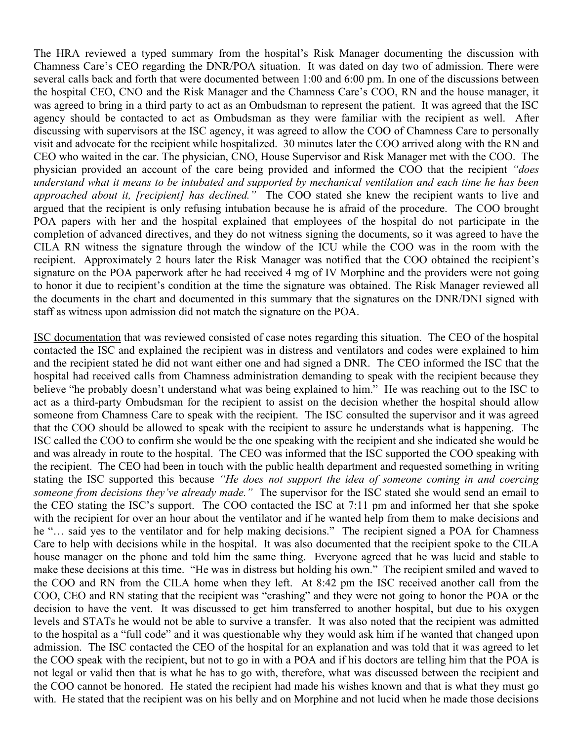The HRA reviewed a typed summary from the hospital's Risk Manager documenting the discussion with Chamness Care's CEO regarding the DNR/POA situation. It was dated on day two of admission. There were several calls back and forth that were documented between 1:00 and 6:00 pm. In one of the discussions between the hospital CEO, CNO and the Risk Manager and the Chamness Care's COO, RN and the house manager, it was agreed to bring in a third party to act as an Ombudsman to represent the patient. It was agreed that the ISC agency should be contacted to act as Ombudsman as they were familiar with the recipient as well. After discussing with supervisors at the ISC agency, it was agreed to allow the COO of Chamness Care to personally visit and advocate for the recipient while hospitalized. 30 minutes later the COO arrived along with the RN and CEO who waited in the car. The physician, CNO, House Supervisor and Risk Manager met with the COO. The physician provided an account of the care being provided and informed the COO that the recipient *"does understand what it means to be intubated and supported by mechanical ventilation and each time he has been approached about it, [recipient] has declined."* The COO stated she knew the recipient wants to live and argued that the recipient is only refusing intubation because he is afraid of the procedure. The COO brought POA papers with her and the hospital explained that employees of the hospital do not participate in the completion of advanced directives, and they do not witness signing the documents, so it was agreed to have the CILA RN witness the signature through the window of the ICU while the COO was in the room with the recipient. Approximately 2 hours later the Risk Manager was notified that the COO obtained the recipient's signature on the POA paperwork after he had received 4 mg of IV Morphine and the providers were not going to honor it due to recipient's condition at the time the signature was obtained. The Risk Manager reviewed all the documents in the chart and documented in this summary that the signatures on the DNR/DNI signed with staff as witness upon admission did not match the signature on the POA.

<u>ISC documentation</u> that was reviewed consisted of case notes regarding this situation. The CEO of the hospital contacted the ISC and explained the recipient was in distress and ventilators and codes were explained to him and the recipient stated he did not want either one and had signed a DNR. The CEO informed the ISC that the hospital had received calls from Chamness administration demanding to speak with the recipient because they believe "he probably doesn't understand what was being explained to him." He was reaching out to the ISC to act as a third-party Ombudsman for the recipient to assist on the decision whether the hospital should allow someone from Chamness Care to speak with the recipient. The ISC consulted the supervisor and it was agreed that the COO should be allowed to speak with the recipient to assure he understands what is happening. The ISC called the COO to confirm she would be the one speaking with the recipient and she indicated she would be and was already in route to the hospital. The CEO was informed that the ISC supported the COO speaking with the recipient. The CEO had been in touch with the public health department and requested something in writing stating the ISC supported this because *"He does not support the idea of someone coming in and coercing someone from decisions they've already made."* The supervisor for the ISC stated she would send an email to the CEO stating the ISC's support. The COO contacted the ISC at 7:11 pm and informed her that she spoke with the recipient for over an hour about the ventilator and if he wanted help from them to make decisions and he "… said yes to the ventilator and for help making decisions." The recipient signed a POA for Chamness Care to help with decisions while in the hospital. It was also documented that the recipient spoke to the CILA house manager on the phone and told him the same thing. Everyone agreed that he was lucid and stable to make these decisions at this time. "He was in distress but holding his own." The recipient smiled and waved to the COO and RN from the CILA home when they left. At 8:42 pm the ISC received another call from the COO, CEO and RN stating that the recipient was "crashing" and they were not going to honor the POA or the decision to have the vent. It was discussed to get him transferred to another hospital, but due to his oxygen levels and STATs he would not be able to survive a transfer. It was also noted that the recipient was admitted to the hospital as a "full code" and it was questionable why they would ask him if he wanted that changed upon admission. The ISC contacted the CEO of the hospital for an explanation and was told that it was agreed to let the COO speak with the recipient, but not to go in with a POA and if his doctors are telling him that the POA is not legal or valid then that is what he has to go with, therefore, what was discussed between the recipient and the COO cannot be honored. He stated the recipient had made his wishes known and that is what they must go with. He stated that the recipient was on his belly and on Morphine and not lucid when he made those decisions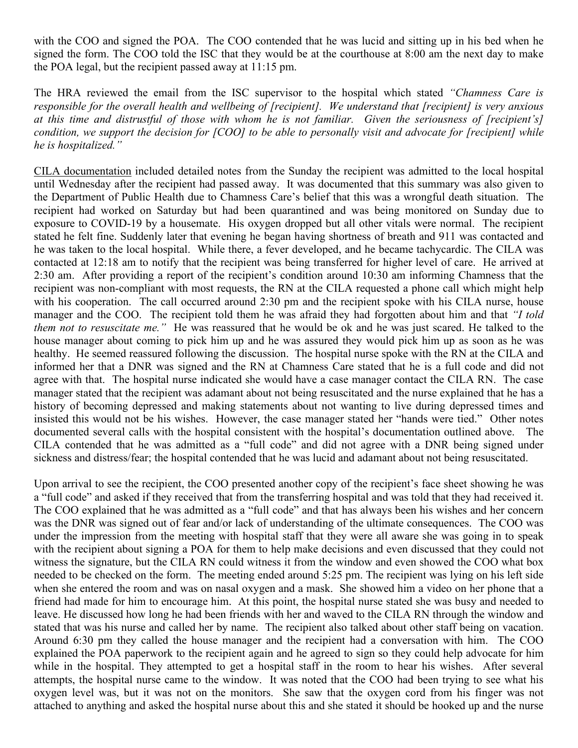with the COO and signed the POA. The COO contended that he was lucid and sitting up in his bed when he signed the form. The COO told the ISC that they would be at the courthouse at 8:00 am the next day to make the POA legal, but the recipient passed away at 11:15 pm.

The HRA reviewed the email from the ISC supervisor to the hospital which stated *"Chamness Care is responsible for the overall health and wellbeing of [recipient]. We understand that [recipient] is very anxious at this time and distrustful of those with whom he is not familiar. Given the seriousness of [recipient's] condition, we support the decision for [COO] to be able to personally visit and advocate for [recipient] while he is hospitalized."*

<u>CILA documentation</u> included detailed notes from the Sunday the recipient was admitted to the local hospital until Wednesday after the recipient had passed away. It was documented that this summary was also given to the Department of Public Health due to Chamness Care's belief that this was a wrongful death situation. The recipient had worked on Saturday but had been quarantined and was being monitored on Sunday due to exposure to COVID-19 by a housemate. His oxygen dropped but all other vitals were normal. The recipient stated he felt fine. Suddenly later that evening he began having shortness of breath and 911 was contacted and he was taken to the local hospital. While there, a fever developed, and he became tachycardic. The CILA was contacted at 12:18 am to notify that the recipient was being transferred for higher level of care. He arrived at 2:30 am. After providing a report of the recipient's condition around 10:30 am informing Chamness that the recipient was non-compliant with most requests, the RN at the CILA requested a phone call which might help with his cooperation. The call occurred around 2:30 pm and the recipient spoke with his CILA nurse, house manager and the COO. The recipient told them he was afraid they had forgotten about him and that *"I told them not to resuscitate me."* He was reassured that he would be ok and he was just scared. He talked to the house manager about coming to pick him up and he was assured they would pick him up as soon as he was healthy. He seemed reassured following the discussion. The hospital nurse spoke with the RN at the CILA and informed her that a DNR was signed and the RN at Chamness Care stated that he is a full code and did not agree with that. The hospital nurse indicated she would have a case manager contact the CILA RN. The case manager stated that the recipient was adamant about not being resuscitated and the nurse explained that he has a history of becoming depressed and making statements about not wanting to live during depressed times and insisted this would not be his wishes. However, the case manager stated her "hands were tied." Other notes documented several calls with the hospital consistent with the hospital's documentation outlined above. The CILA contended that he was admitted as a "full code" and did not agree with a DNR being signed under sickness and distress/fear; the hospital contended that he was lucid and adamant about not being resuscitated.

Upon arrival to see the recipient, the COO presented another copy of the recipient's face sheet showing he was a "full code" and asked if they received that from the transferring hospital and was told that they had received it. The COO explained that he was admitted as a "full code" and that has always been his wishes and her concern was the DNR was signed out of fear and/or lack of understanding of the ultimate consequences. The COO was under the impression from the meeting with hospital staff that they were all aware she was going in to speak with the recipient about signing a POA for them to help make decisions and even discussed that they could not witness the signature, but the CILA RN could witness it from the window and even showed the COO what box needed to be checked on the form. The meeting ended around 5:25 pm. The recipient was lying on his left side when she entered the room and was on nasal oxygen and a mask. She showed him a video on her phone that a friend had made for him to encourage him. At this point, the hospital nurse stated she was busy and needed to leave. He discussed how long he had been friends with her and waved to the CILA RN through the window and stated that was his nurse and called her by name. The recipient also talked about other staff being on vacation. Around 6:30 pm they called the house manager and the recipient had a conversation with him. The COO explained the POA paperwork to the recipient again and he agreed to sign so they could help advocate for him while in the hospital. They attempted to get a hospital staff in the room to hear his wishes. After several attempts, the hospital nurse came to the window. It was noted that the COO had been trying to see what his oxygen level was, but it was not on the monitors. She saw that the oxygen cord from his finger was not attached to anything and asked the hospital nurse about this and she stated it should be hooked up and the nurse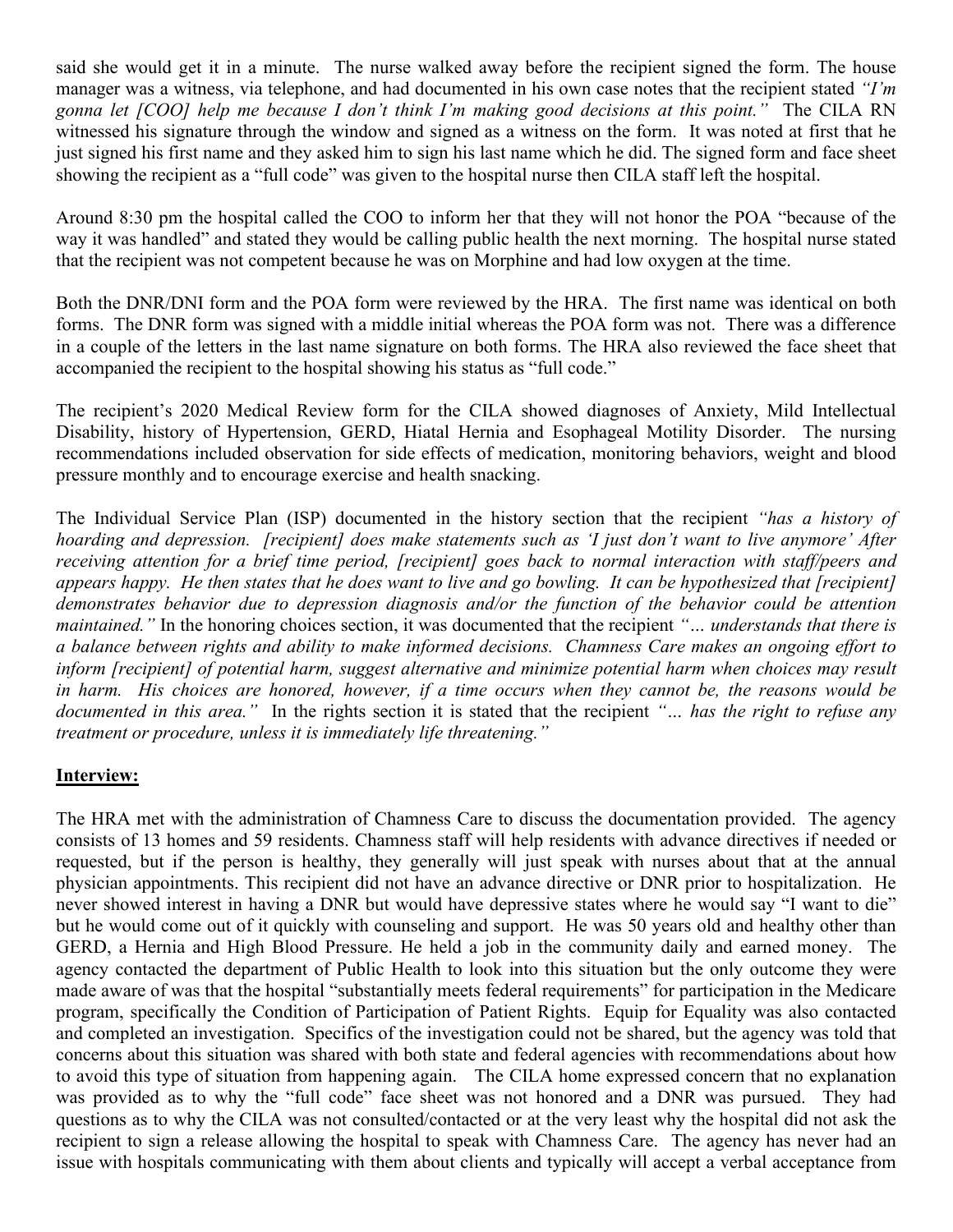said she would get it in a minute. The nurse walked away before the recipient signed the form. The house manager was a witness, via telephone, and had documented in his own case notes that the recipient stated *"I'm gonna let [COO] help me because I don't think I'm making good decisions at this point."* The CILA RN witnessed his signature through the window and signed as a witness on the form. It was noted at first that he just signed his first name and they asked him to sign his last name which he did. The signed form and face sheet showing the recipient as a "full code" was given to the hospital nurse then CILA staff left the hospital.

Around 8:30 pm the hospital called the COO to inform her that they will not honor the POA "because of the way it was handled" and stated they would be calling public health the next morning. The hospital nurse stated that the recipient was not competent because he was on Morphine and had low oxygen at the time.

Both the DNR/DNI form and the POA form were reviewed by the HRA. The first name was identical on both forms. The DNR form was signed with a middle initial whereas the POA form was not. There was a difference in a couple of the letters in the last name signature on both forms. The HRA also reviewed the face sheet that accompanied the recipient to the hospital showing his status as "full code."

The recipient's 2020 Medical Review form for the CILA showed diagnoses of Anxiety, Mild Intellectual Disability, history of Hypertension, GERD, Hiatal Hernia and Esophageal Motility Disorder. The nursing recommendations included observation for side effects of medication, monitoring behaviors, weight and blood pressure monthly and to encourage exercise and health snacking.

The Individual Service Plan (ISP) documented in the history section that the recipient *"has a history of hoarding and depression. [recipient] does make statements such as 'I just don't want to live anymore' After receiving attention for a brief time period, [recipient] goes back to normal interaction with staff/peers and appears happy. He then states that he does want to live and go bowling. It can be hypothesized that [recipient] demonstrates behavior due to depression diagnosis and/or the function of the behavior could be attention maintained."* In the honoring choices section, it was documented that the recipient *"… understands that there is a balance between rights and ability to make informed decisions. Chamness Care makes an ongoing effort to inform [recipient] of potential harm, suggest alternative and minimize potential harm when choices may result in harm. His choices are honored, however, if a time occurs when they cannot be, the reasons would be documented in this area."* In the rights section it is stated that the recipient *"… has the right to refuse any treatment or procedure, unless it is immediately life threatening."*

## Interview:

The HRA met with the administration of Chamness Care to discuss the documentation provided. The agency consists of 13 homes and 59 residents. Chamness staff will help residents with advance directives if needed or requested, but if the person is healthy, they generally will just speak with nurses about that at the annual physician appointments. This recipient did not have an advance directive or DNR prior to hospitalization. He never showed interest in having a DNR but would have depressive states where he would say "I want to die" but he would come out of it quickly with counseling and support. He was 50 years old and healthy other than GERD, a Hernia and High Blood Pressure. He held a job in the community daily and earned money. The agency contacted the department of Public Health to look into this situation but the only outcome they were made aware of was that the hospital "substantially meets federal requirements" for participation in the Medicare program, specifically the Condition of Participation of Patient Rights. Equip for Equality was also contacted and completed an investigation. Specifics of the investigation could not be shared, but the agency was told that concerns about this situation was shared with both state and federal agencies with recommendations about how to avoid this type of situation from happening again. The CILA home expressed concern that no explanation was provided as to why the "full code" face sheet was not honored and a DNR was pursued. They had questions as to why the CILA was not consulted/contacted or at the very least why the hospital did not ask the recipient to sign a release allowing the hospital to speak with Chamness Care. The agency has never had an issue with hospitals communicating with them about clients and typically will accept a verbal acceptance from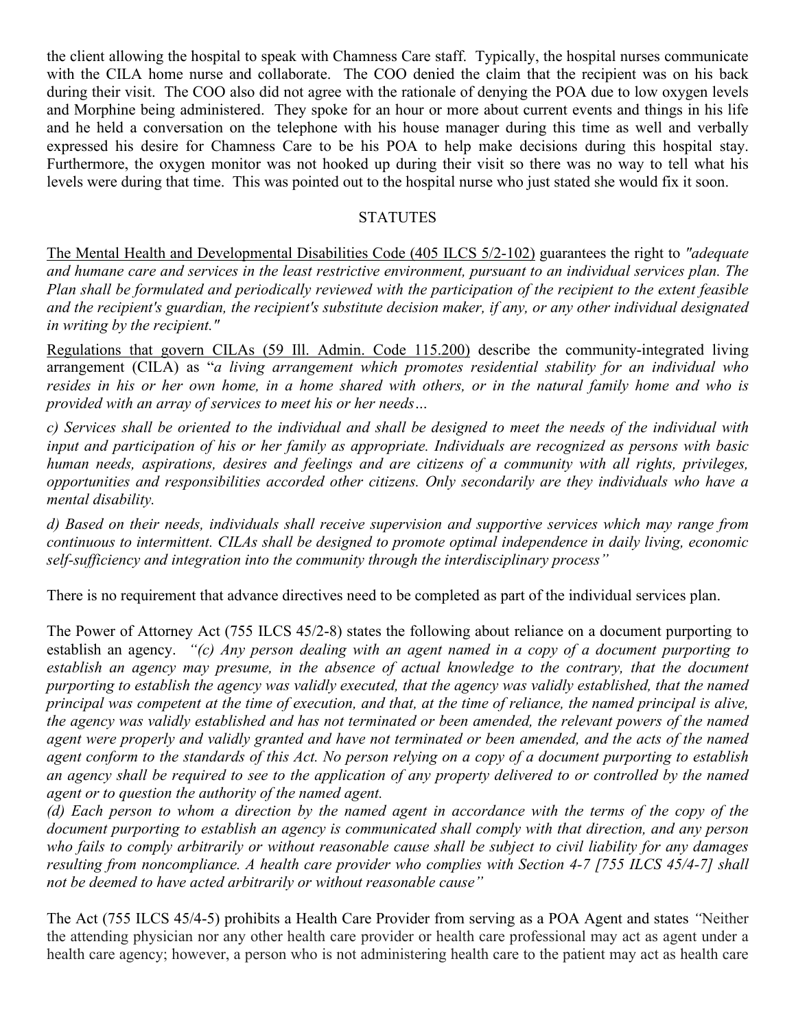the client allowing the hospital to speak with Chamness Care staff. Typically, the hospital nurses communicate with the CILA home nurse and collaborate. The COO denied the claim that the recipient was on his back during their visit. The COO also did not agree with the rationale of denying the POA due to low oxygen levels and Morphine being administered. They spoke for an hour or more about current events and things in his life and he held a conversation on the telephone with his house manager during this time as well and verbally expressed his desire for Chamness Care to be his POA to help make decisions during this hospital stay. Furthermore, the oxygen monitor was not hooked up during their visit so there was no way to tell what his levels were during that time. This was pointed out to the hospital nurse who just stated she would fix it soon.

## STATUTES

The Mental Health and Developmental Disabilities Code (405 ILCS 5/2-102) guarantees the right to *"adequate and humane care and services in the least restrictive environment, pursuant to an individual services plan. The Plan shall be formulated and periodically reviewed with the participation of the recipient to the extent feasible and the recipient's guardian, the recipient's substitute decision maker, if any, or any other individual designated in writing by the recipient."*

Regulations that govern CILAs (59 Ill. Admin. Code 115.200) describe the community-integrated living arrangement (CILA) as "*a living arrangement which promotes residential stability for an individual who resides in his or her own home, in a home shared with others, or in the natural family home and who is provided with an array of services to meet his or her needs…*

*c) Services shall be oriented to the individual and shall be designed to meet the needs of the individual with input and participation of his or her family as appropriate. Individuals are recognized as persons with basic human needs, aspirations, desires and feelings and are citizens of a community with all rights, privileges, opportunities and responsibilities accorded other citizens. Only secondarily are they individuals who have a mental disability.*

*d) Based on their needs, individuals shall receive supervision and supportive services which may range from continuous to intermittent. CILAs shall be designed to promote optimal independence in daily living, economic self-sufficiency and integration into the community through the interdisciplinary process"*

There is no requirement that advance directives need to be completed as part of the individual services plan.

The Power of Attorney Act (755 ILCS 45/2-8) states the following about reliance on a document purporting to establish an agency. *"(c) Any person dealing with an agent named in a copy of a document purporting to establish an agency may presume, in the absence of actual knowledge to the contrary, that the document purporting to establish the agency was validly executed, that the agency was validly established, that the named principal was competent at the time of execution, and that, at the time of reliance, the named principal is alive, the agency was validly established and has not terminated or been amended, the relevant powers of the named agent were properly and validly granted and have not terminated or been amended, and the acts of the named agent conform to the standards of this Act. No person relying on a copy of a document purporting to establish an agency shall be required to see to the application of any property delivered to or controlled by the named agent or to question the authority of the named agent.*
*(d) Each person to whom a direction by the named agent in accordance with the terms of the copy of the document purporting to establish an agency is communicated shall comply with that direction, and any person who fails to comply arbitrarily or without reasonable cause shall be subject to civil liability for any damages resulting from noncompliance. A health care provider who complies with Section 4-7 [755 ILCS 45/4-7] shall not be deemed to have acted arbitrarily or without reasonable cause"*

The Act (755 ILCS 45/4-5) prohibits a Health Care Provider from serving as a POA Agent and states *"*Neither the attending physician nor any other health care provider or health care professional may act as agent under a health care agency; however, a person who is not administering health care to the patient may act as health care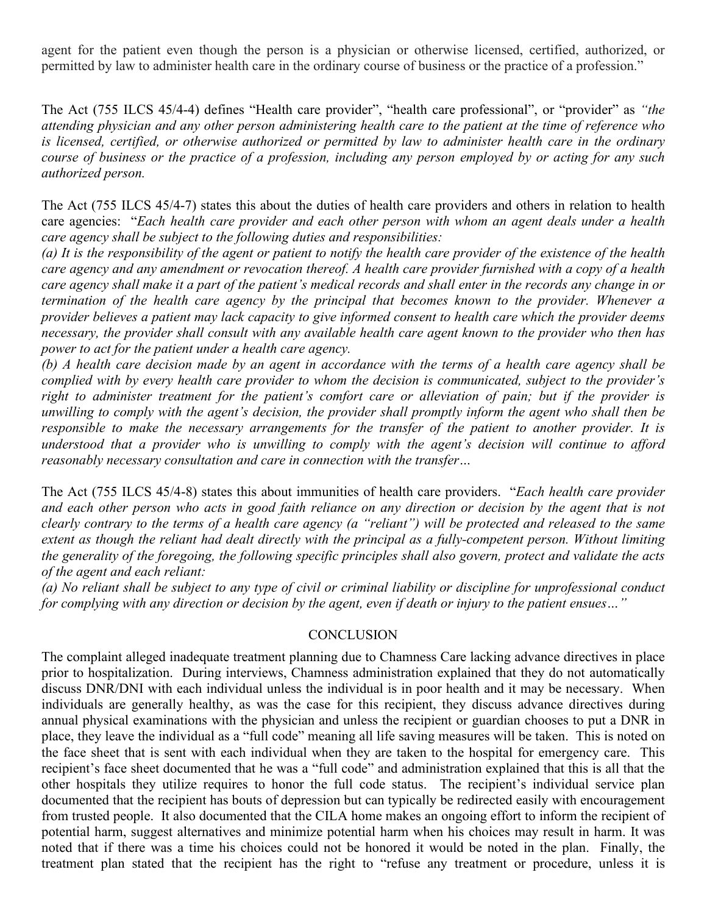agent for the patient even though the person is a physician or otherwise licensed, certified, authorized, or permitted by law to administer health care in the ordinary course of business or the practice of a profession."

The Act (755 ILCS 45/4-4) defines "Health care provider", "health care professional", or "provider" as *"the attending physician and any other person administering health care to the patient at the time of reference who is licensed, certified, or otherwise authorized or permitted by law to administer health care in the ordinary course of business or the practice of a profession, including any person employed by or acting for any such authorized person.*

The Act (755 ILCS 45/4-7) states this about the duties of health care providers and others in relation to health care agencies: "*Each health care provider and each other person with whom an agent deals under a health care agency shall be subject to the following duties and responsibilities:*

*(a) It is the responsibility of the agent or patient to notify the health care provider of the existence of the health care agency and any amendment or revocation thereof. A health care provider furnished with a copy of a health care agency shall make it a part of the patient's medical records and shall enter in the records any change in or termination of the health care agency by the principal that becomes known to the provider. Whenever a provider believes a patient may lack capacity to give informed consent to health care which the provider deems necessary, the provider shall consult with any available health care agent known to the provider who then has power to act for the patient under a health care agency.*

*(b) A health care decision made by an agent in accordance with the terms of a health care agency shall be complied with by every health care provider to whom the decision is communicated, subject to the provider's right to administer treatment for the patient's comfort care or alleviation of pain; but if the provider is unwilling to comply with the agent's decision, the provider shall promptly inform the agent who shall then be responsible to make the necessary arrangements for the transfer of the patient to another provider. It is understood that a provider who is unwilling to comply with the agent's decision will continue to afford reasonably necessary consultation and care in connection with the transfer…*

The Act (755 ILCS 45/4-8) states this about immunities of health care providers. "*Each health care provider and each other person who acts in good faith reliance on any direction or decision by the agent that is not clearly contrary to the terms of a health care agency (a "reliant") will be protected and released to the same extent as though the reliant had dealt directly with the principal as a fully-competent person. Without limiting the generality of the foregoing, the following specific principles shall also govern, protect and validate the acts of the agent and each reliant:*

*(a) No reliant shall be subject to any type of civil or criminal liability or discipline for unprofessional conduct for complying with any direction or decision by the agent, even if death or injury to the patient ensues…"*

## CONCLUSION

The complaint alleged inadequate treatment planning due to Chamness Care lacking advance directives in place prior to hospitalization. During interviews, Chamness administration explained that they do not automatically discuss DNR/DNI with each individual unless the individual is in poor health and it may be necessary. When individuals are generally healthy, as was the case for this recipient, they discuss advance directives during annual physical examinations with the physician and unless the recipient or guardian chooses to put a DNR in place, they leave the individual as a "full code" meaning all life saving measures will be taken. This is noted on the face sheet that is sent with each individual when they are taken to the hospital for emergency care. This recipient's face sheet documented that he was a "full code" and administration explained that this is all that the other hospitals they utilize requires to honor the full code status. The recipient's individual service plan documented that the recipient has bouts of depression but can typically be redirected easily with encouragement from trusted people. It also documented that the CILA home makes an ongoing effort to inform the recipient of potential harm, suggest alternatives and minimize potential harm when his choices may result in harm. It was noted that if there was a time his choices could not be honored it would be noted in the plan. Finally, the treatment plan stated that the recipient has the right to "refuse any treatment or procedure, unless it is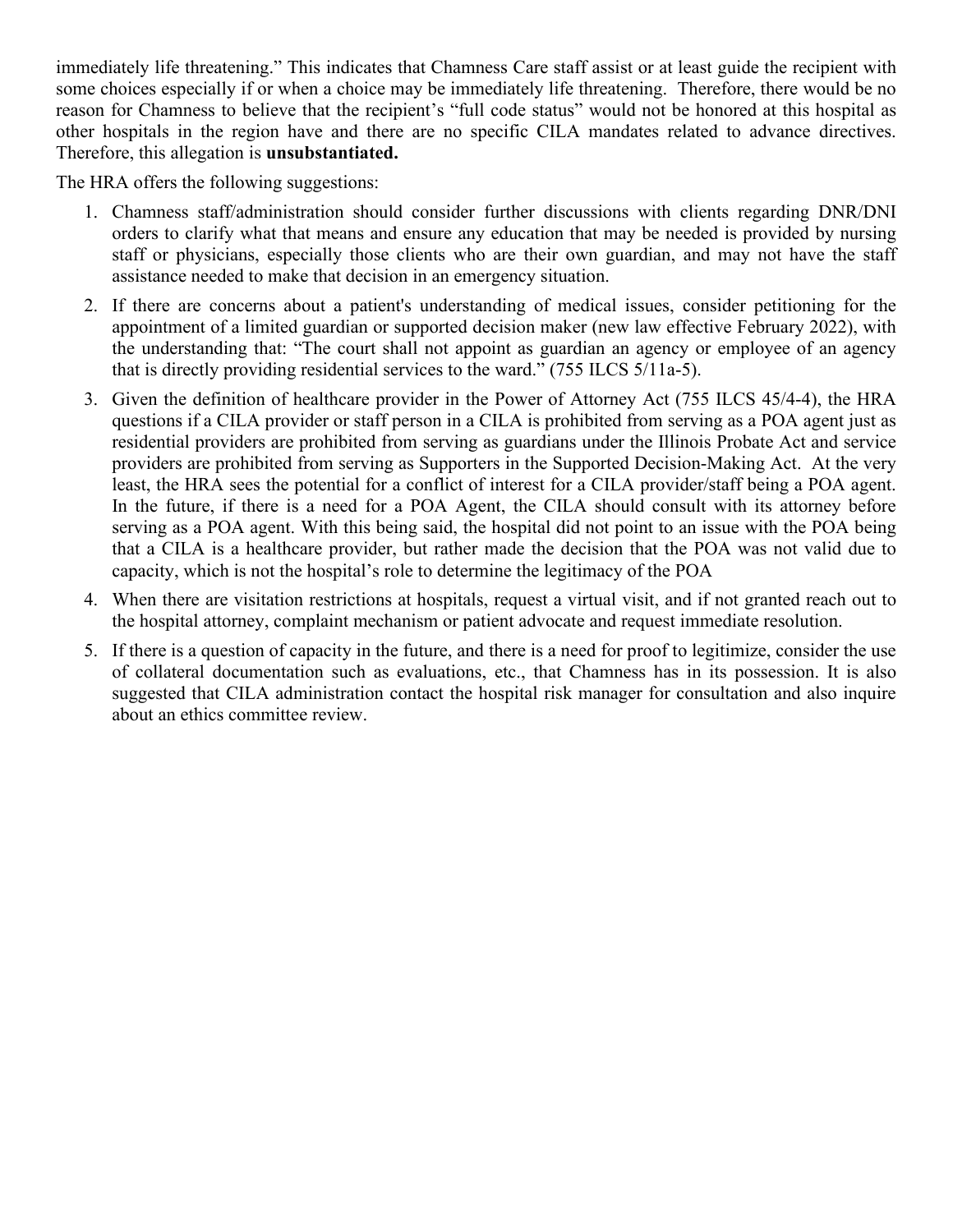immediately life threatening." This indicates that Chamness Care staff assist or at least guide the recipient with some choices especially if or when a choice may be immediately life threatening. Therefore, there would be no reason for Chamness to believe that the recipient's "full code status" would not be honored at this hospital as other hospitals in the region have and there are no specific CILA mandates related to advance directives. Therefore, this allegation is **unsubstantiated.**

The HRA offers the following suggestions:

1. Chamness staff/administration should consider further discussions with clients regarding DNR/DNI orders to clarify what that means and ensure any education that may be needed is provided by nursing staff or physicians, especially those clients who are their own guardian, and may not have the staff assistance needed to make that decision in an emergency situation.
2. If there are concerns about a patient's understanding of medical issues, consider petitioning for the appointment of a limited guardian or supported decision maker (new law effective February 2022), with the understanding that: "The court shall not appoint as guardian an agency or employee of an agency that is directly providing residential services to the ward." (755 ILCS 5/11a-5).
3. Given the definition of healthcare provider in the Power of Attorney Act (755 ILCS 45/4-4), the HRA questions if a CILA provider or staff person in a CILA is prohibited from serving as a POA agent just as residential providers are prohibited from serving as guardians under the Illinois Probate Act and service providers are prohibited from serving as Supporters in the Supported Decision-Making Act. At the very least, the HRA sees the potential for a conflict of interest for a CILA provider/staff being a POA agent. In the future, if there is a need for a POA Agent, the CILA should consult with its attorney before serving as a POA agent. With this being said, the hospital did not point to an issue with the POA being that a CILA is a healthcare provider, but rather made the decision that the POA was not valid due to capacity, which is not the hospital's role to determine the legitimacy of the POA
4. When there are visitation restrictions at hospitals, request a virtual visit, and if not granted reach out to the hospital attorney, complaint mechanism or patient advocate and request immediate resolution.
5. If there is a question of capacity in the future, and there is a need for proof to legitimize, consider the use of collateral documentation such as evaluations, etc., that Chamness has in its possession. It is also suggested that CILA administration contact the hospital risk manager for consultation and also inquire about an ethics committee review.